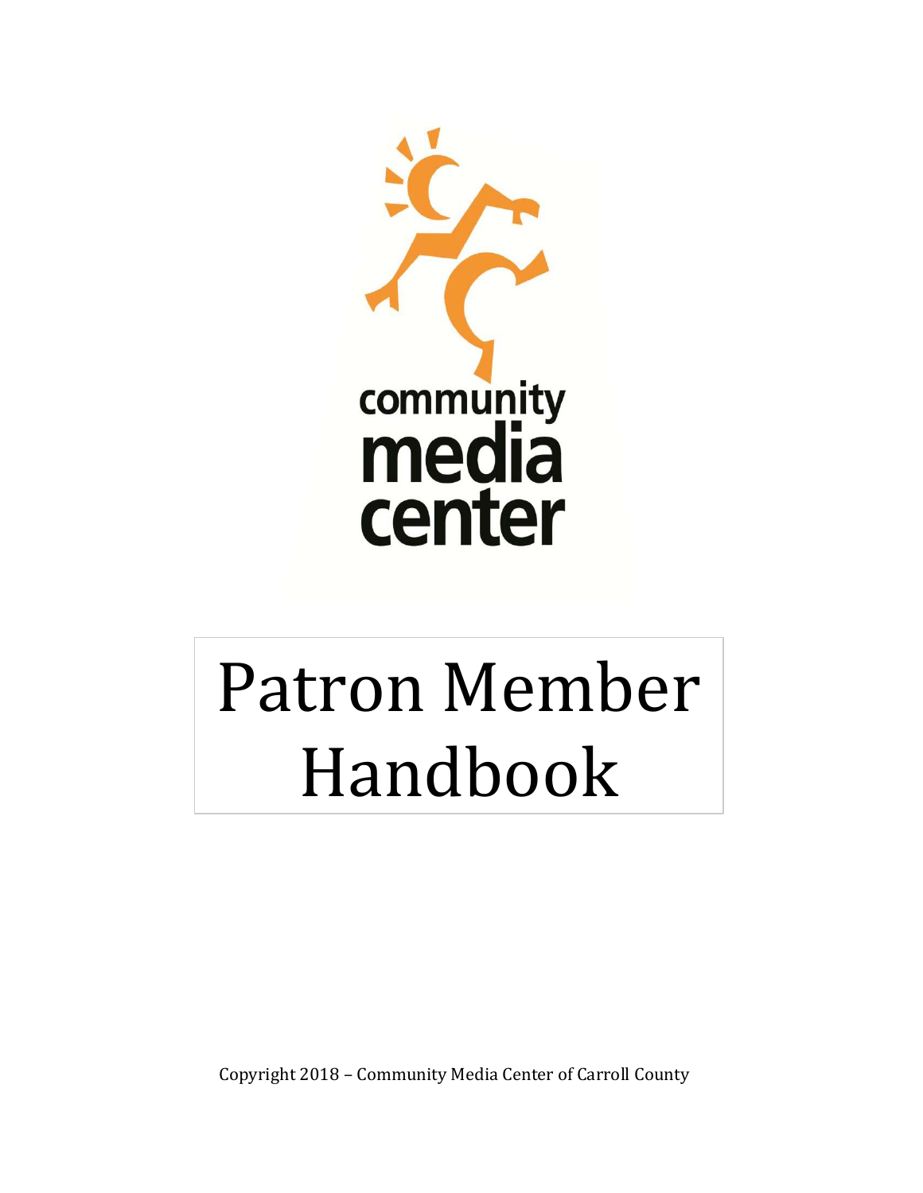community
media
center

# Patron Member Handbook

Copyright 2018 – Community Media Center of Carroll County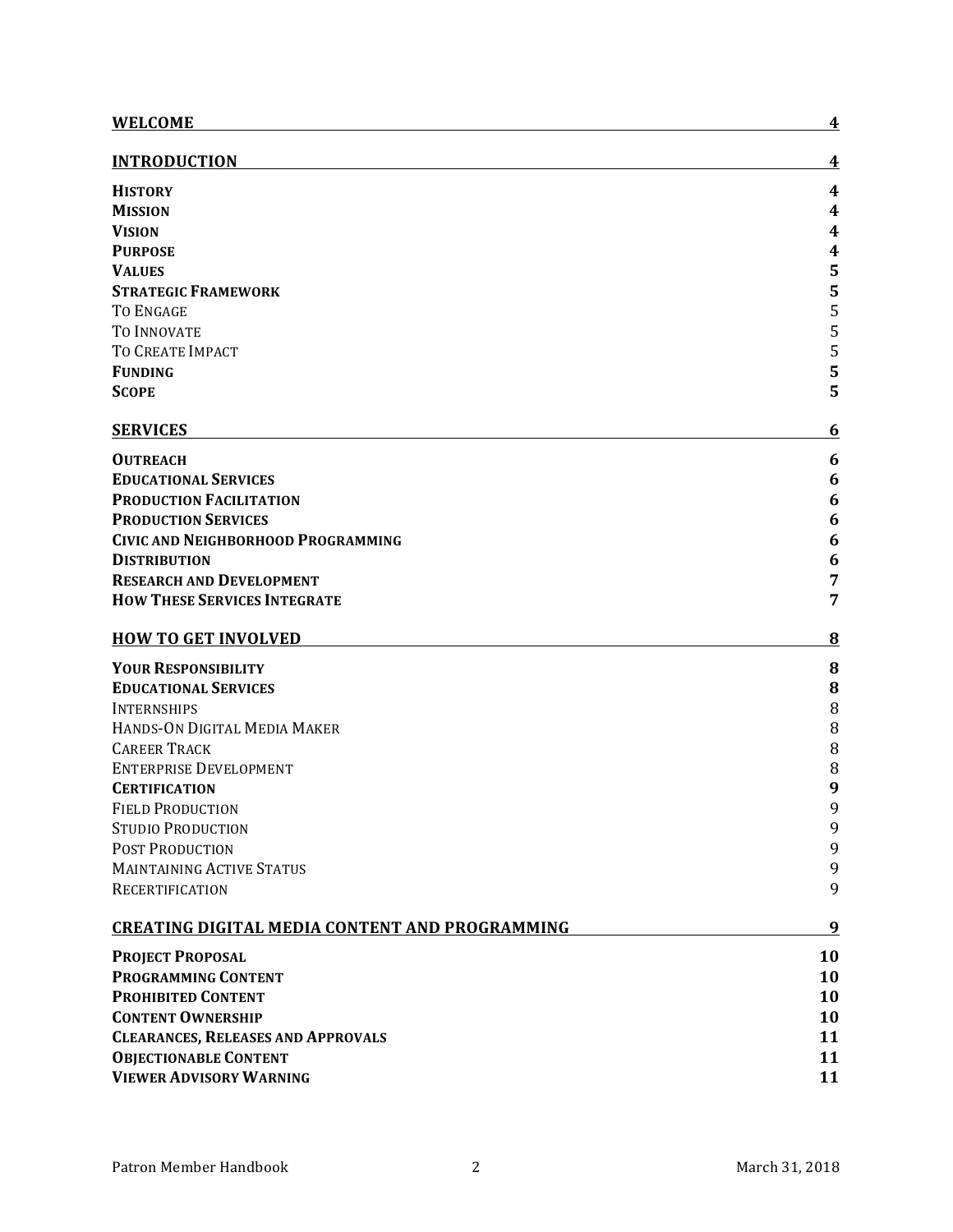| | |
|---|---|
| **WELCOME** | **4** |
| **INTRODUCTION** | **4** |
| **HISTORY** | **4** |
| **MISSION** | **4** |
| **VISION** | **4** |
| **PURPOSE** | **4** |
| **VALUES** | **5** |
| **STRATEGIC FRAMEWORK** | **5** |
| TO ENGAGE | 5 |
| TO INNOVATE | 5 |
| TO CREATE IMPACT | 5 |
| **FUNDING** | **5** |
| **SCOPE** | **5** |
| **SERVICES** | **6** |
| **OUTREACH** | **6** |
| **EDUCATIONAL SERVICES** | **6** |
| **PRODUCTION FACILITATION** | **6** |
| **PRODUCTION SERVICES** | **6** |
| **CIVIC AND NEIGHBORHOOD PROGRAMMING** | **6** |
| **DISTRIBUTION** | **6** |
| **RESEARCH AND DEVELOPMENT** | **7** |
| **HOW THESE SERVICES INTEGRATE** | **7** |
| **HOW TO GET INVOLVED** | **8** |
| **YOUR RESPONSIBILITY** | **8** |
| **EDUCATIONAL SERVICES** | **8** |
| INTERNSHIPS | 8 |
| HANDS-ON DIGITAL MEDIA MAKER | 8 |
| CAREER TRACK | 8 |
| ENTERPRISE DEVELOPMENT | 8 |
| **CERTIFICATION** | **9** |
| FIELD PRODUCTION | 9 |
| STUDIO PRODUCTION | 9 |
| POST PRODUCTION | 9 |
| MAINTAINING ACTIVE STATUS | 9 |
| RECERTIFICATION | 9 |
| **CREATING DIGITAL MEDIA CONTENT AND PROGRAMMING** | **9** |
| **PROJECT PROPOSAL** | **10** |
| **PROGRAMMING CONTENT** | **10** |
| **PROHIBITED CONTENT** | **10** |
| **CONTENT OWNERSHIP** | **10** |
| **CLEARANCES, RELEASES AND APPROVALS** | **11** |
| **OBJECTIONABLE CONTENT** | **11** |
| **VIEWER ADVISORY WARNING** | **11** |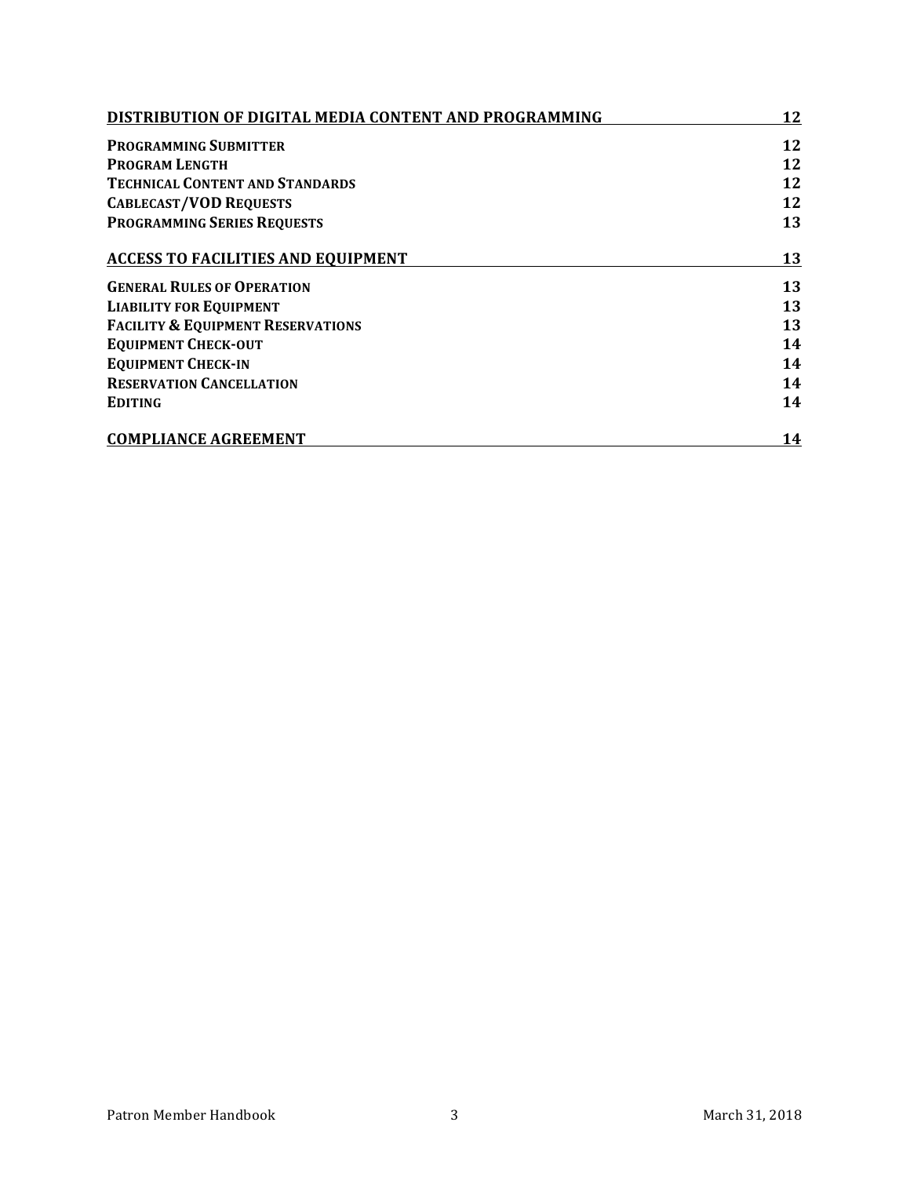**DISTRIBUTION OF DIGITAL MEDIA CONTENT AND PROGRAMMING** 12

**PROGRAMMING SUBMITTER** 12
**PROGRAM LENGTH** 12
**TECHNICAL CONTENT AND STANDARDS** 12
**CABLECAST/VOD REQUESTS** 12
**PROGRAMMING SERIES REQUESTS** 13

**ACCESS TO FACILITIES AND EQUIPMENT** 13

**GENERAL RULES OF OPERATION** 13
**LIABILITY FOR EQUIPMENT** 13
**FACILITY & EQUIPMENT RESERVATIONS** 13
**EQUIPMENT CHECK-OUT** 14
**EQUIPMENT CHECK-IN** 14
**RESERVATION CANCELLATION** 14
**EDITING** 14

**COMPLIANCE AGREEMENT** 14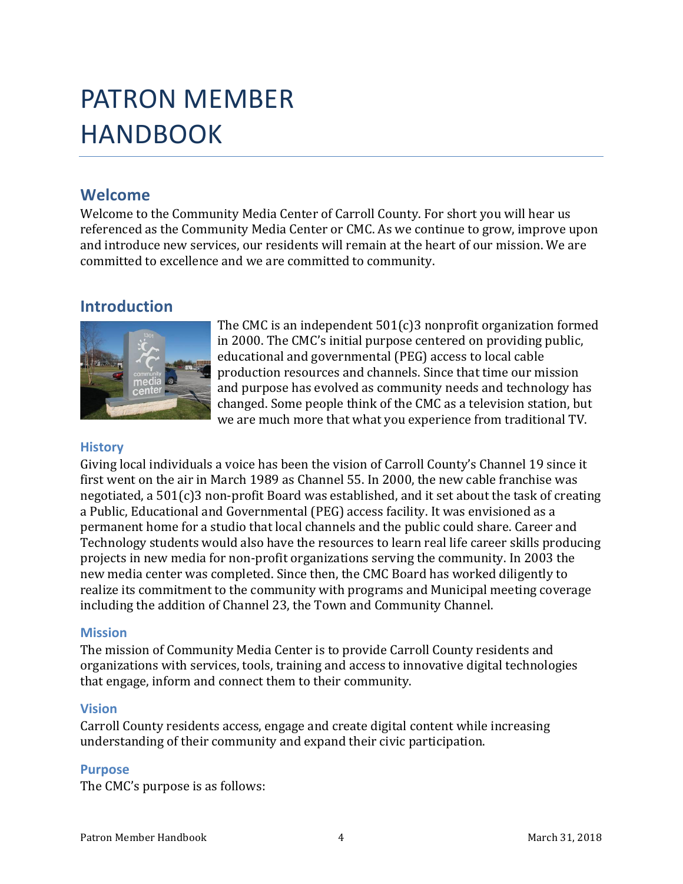# PATRON MEMBER HANDBOOK

## Welcome

Welcome to the Community Media Center of Carroll County. For short you will hear us referenced as the Community Media Center or CMC. As we continue to grow, improve upon and introduce new services, our residents will remain at the heart of our mission. We are committed to excellence and we are committed to community.

## Introduction

The CMC is an independent 501(c)3 nonprofit organization formed in 2000. The CMC's initial purpose centered on providing public, educational and governmental (PEG) access to local cable production resources and channels. Since that time our mission and purpose has evolved as community needs and technology has changed. Some people think of the CMC as a television station, but we are much more that what you experience from traditional TV.

### History

Giving local individuals a voice has been the vision of Carroll County's Channel 19 since it first went on the air in March 1989 as Channel 55. In 2000, the new cable franchise was negotiated, a 501(c)3 non-profit Board was established, and it set about the task of creating a Public, Educational and Governmental (PEG) access facility. It was envisioned as a permanent home for a studio that local channels and the public could share. Career and Technology students would also have the resources to learn real life career skills producing projects in new media for non-profit organizations serving the community. In 2003 the new media center was completed. Since then, the CMC Board has worked diligently to realize its commitment to the community with programs and Municipal meeting coverage including the addition of Channel 23, the Town and Community Channel.

### Mission

The mission of Community Media Center is to provide Carroll County residents and organizations with services, tools, training and access to innovative digital technologies that engage, inform and connect them to their community.

### Vision

Carroll County residents access, engage and create digital content while increasing understanding of their community and expand their civic participation.

### Purpose

The CMC's purpose is as follows: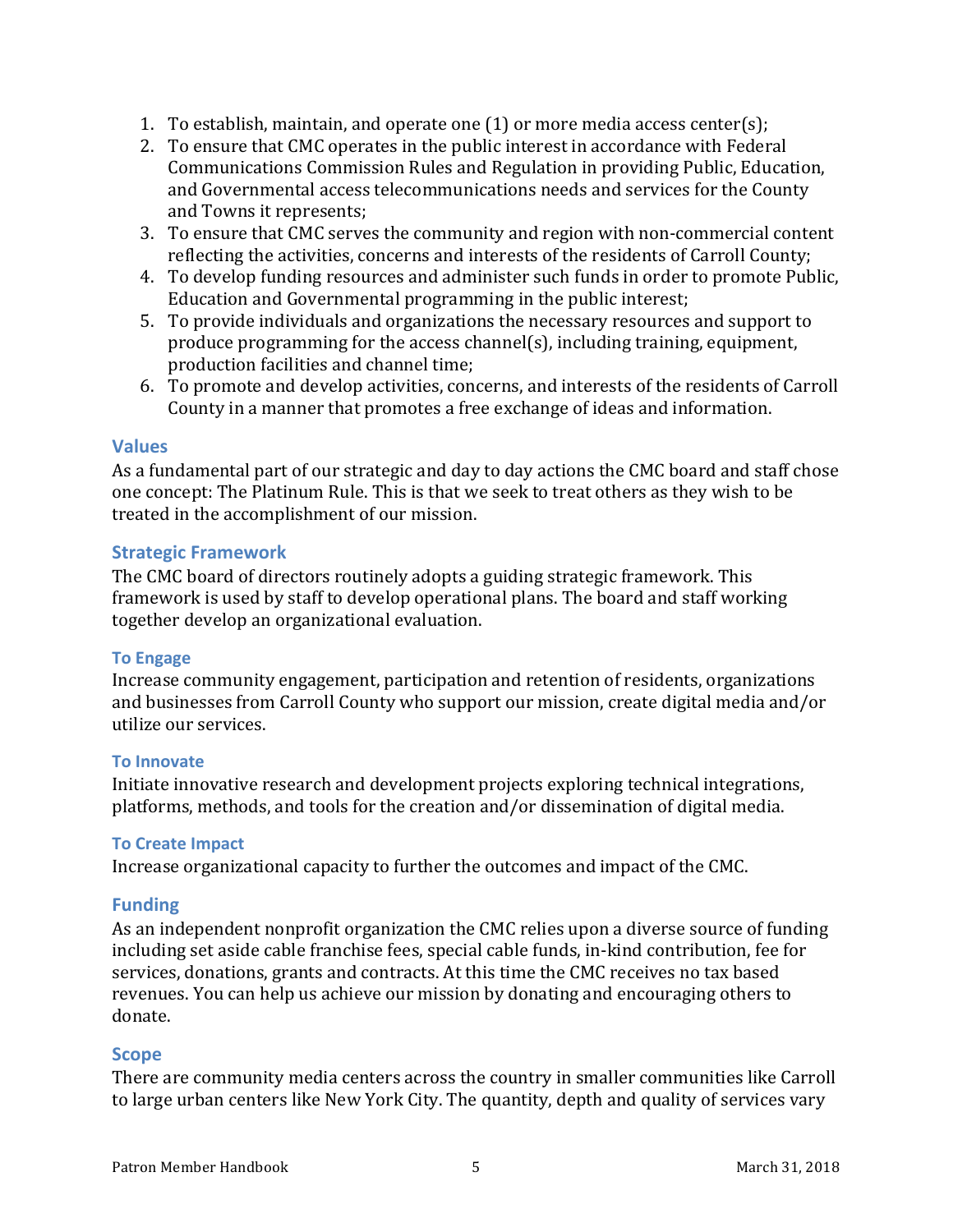1. To establish, maintain, and operate one (1) or more media access center(s);
2. To ensure that CMC operates in the public interest in accordance with Federal Communications Commission Rules and Regulation in providing Public, Education, and Governmental access telecommunications needs and services for the County and Towns it represents;
3. To ensure that CMC serves the community and region with non-commercial content reflecting the activities, concerns and interests of the residents of Carroll County;
4. To develop funding resources and administer such funds in order to promote Public, Education and Governmental programming in the public interest;
5. To provide individuals and organizations the necessary resources and support to produce programming for the access channel(s), including training, equipment, production facilities and channel time;
6. To promote and develop activities, concerns, and interests of the residents of Carroll County in a manner that promotes a free exchange of ideas and information.

## Values

As a fundamental part of our strategic and day to day actions the CMC board and staff chose one concept: The Platinum Rule. This is that we seek to treat others as they wish to be treated in the accomplishment of our mission.

## Strategic Framework

The CMC board of directors routinely adopts a guiding strategic framework. This framework is used by staff to develop operational plans. The board and staff working together develop an organizational evaluation.

### To Engage

Increase community engagement, participation and retention of residents, organizations and businesses from Carroll County who support our mission, create digital media and/or utilize our services.

### To Innovate

Initiate innovative research and development projects exploring technical integrations, platforms, methods, and tools for the creation and/or dissemination of digital media.

### To Create Impact

Increase organizational capacity to further the outcomes and impact of the CMC.

## Funding

As an independent nonprofit organization the CMC relies upon a diverse source of funding including set aside cable franchise fees, special cable funds, in-kind contribution, fee for services, donations, grants and contracts. At this time the CMC receives no tax based revenues. You can help us achieve our mission by donating and encouraging others to donate.

## Scope

There are community media centers across the country in smaller communities like Carroll to large urban centers like New York City. The quantity, depth and quality of services vary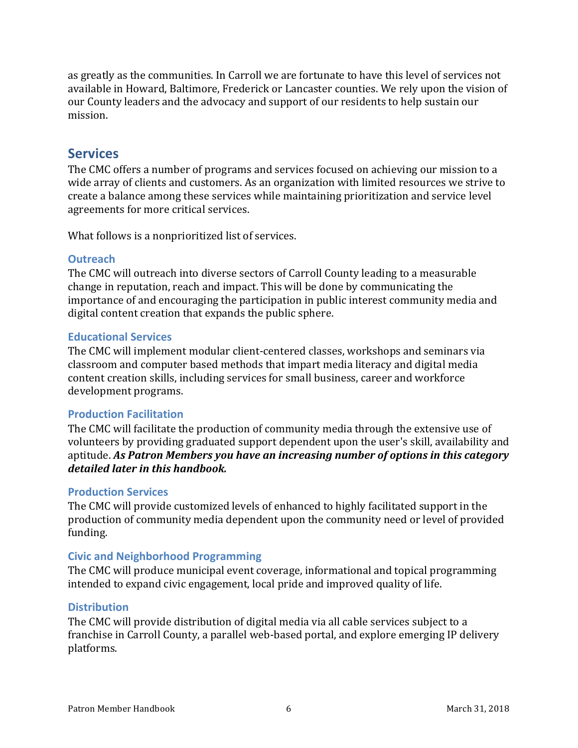as greatly as the communities. In Carroll we are fortunate to have this level of services not available in Howard, Baltimore, Frederick or Lancaster counties. We rely upon the vision of our County leaders and the advocacy and support of our residents to help sustain our mission.

## Services

The CMC offers a number of programs and services focused on achieving our mission to a wide array of clients and customers. As an organization with limited resources we strive to create a balance among these services while maintaining prioritization and service level agreements for more critical services.

What follows is a nonprioritized list of services.

### Outreach

The CMC will outreach into diverse sectors of Carroll County leading to a measurable change in reputation, reach and impact. This will be done by communicating the importance of and encouraging the participation in public interest community media and digital content creation that expands the public sphere.

### Educational Services

The CMC will implement modular client-centered classes, workshops and seminars via classroom and computer based methods that impart media literacy and digital media content creation skills, including services for small business, career and workforce development programs.

### Production Facilitation

The CMC will facilitate the production of community media through the extensive use of volunteers by providing graduated support dependent upon the user's skill, availability and aptitude. ***As Patron Members you have an increasing number of options in this category detailed later in this handbook.***

### Production Services

The CMC will provide customized levels of enhanced to highly facilitated support in the production of community media dependent upon the community need or level of provided funding.

### Civic and Neighborhood Programming

The CMC will produce municipal event coverage, informational and topical programming intended to expand civic engagement, local pride and improved quality of life.

### Distribution

The CMC will provide distribution of digital media via all cable services subject to a franchise in Carroll County, a parallel web-based portal, and explore emerging IP delivery platforms.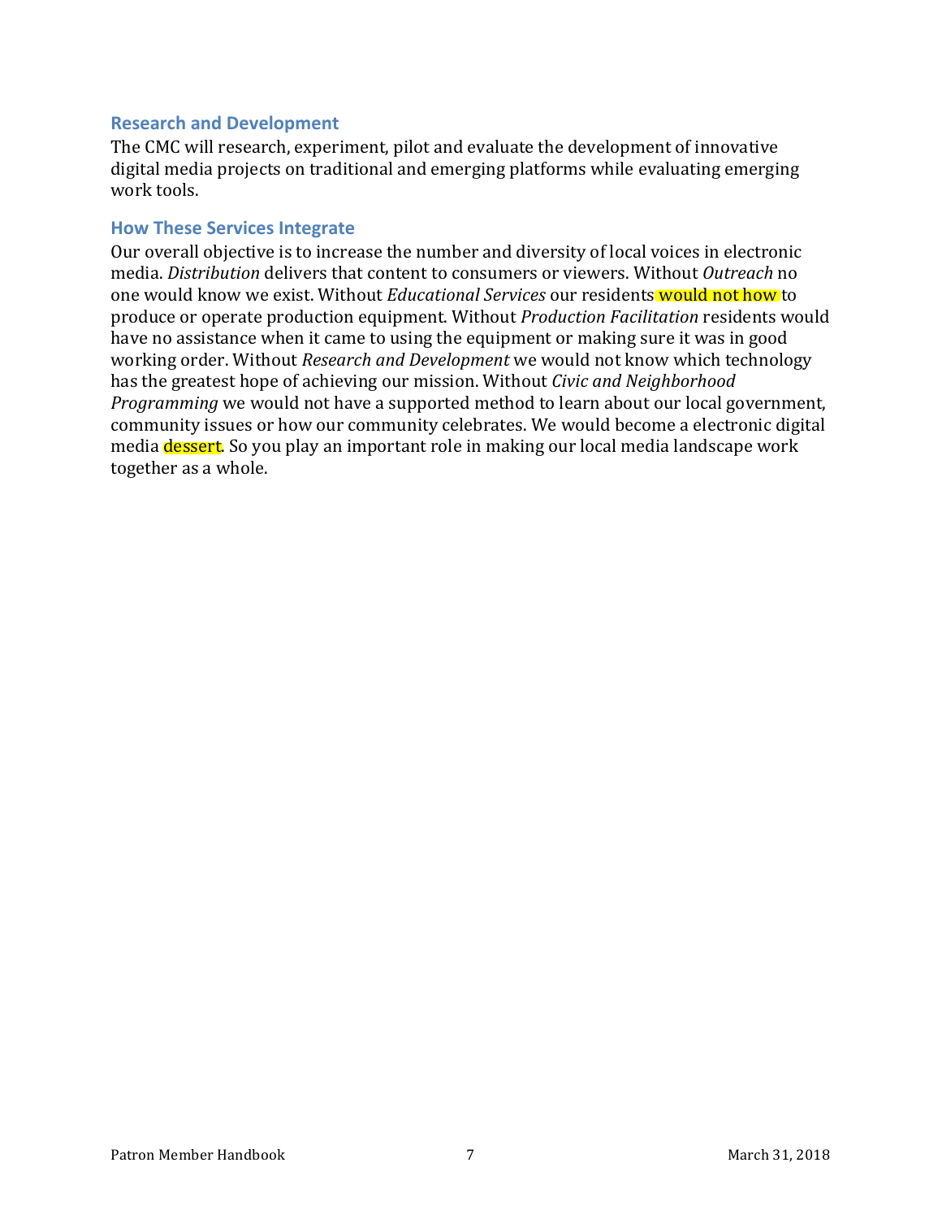### Research and Development

The CMC will research, experiment, pilot and evaluate the development of innovative digital media projects on traditional and emerging platforms while evaluating emerging work tools.

### How These Services Integrate

Our overall objective is to increase the number and diversity of local voices in electronic media. *Distribution* delivers that content to consumers or viewers. Without *Outreach* no one would know we exist. Without *Educational Services* our residents would not how to produce or operate production equipment. Without *Production Facilitation* residents would have no assistance when it came to using the equipment or making sure it was in good working order. Without *Research and Development* we would not know which technology has the greatest hope of achieving our mission. Without *Civic and Neighborhood Programming* we would not have a supported method to learn about our local government, community issues or how our community celebrates. We would become a electronic digital media dessert. So you play an important role in making our local media landscape work together as a whole.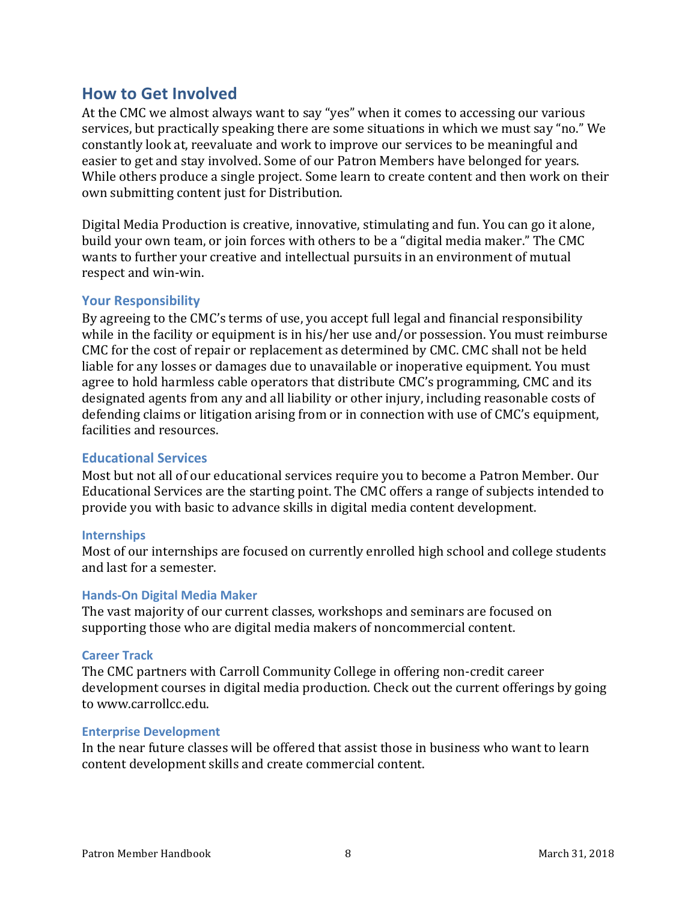## How to Get Involved

At the CMC we almost always want to say "yes" when it comes to accessing our various services, but practically speaking there are some situations in which we must say "no." We constantly look at, reevaluate and work to improve our services to be meaningful and easier to get and stay involved. Some of our Patron Members have belonged for years. While others produce a single project. Some learn to create content and then work on their own submitting content just for Distribution.

Digital Media Production is creative, innovative, stimulating and fun. You can go it alone, build your own team, or join forces with others to be a "digital media maker." The CMC wants to further your creative and intellectual pursuits in an environment of mutual respect and win-win.

### Your Responsibility

By agreeing to the CMC's terms of use, you accept full legal and financial responsibility while in the facility or equipment is in his/her use and/or possession. You must reimburse CMC for the cost of repair or replacement as determined by CMC. CMC shall not be held liable for any losses or damages due to unavailable or inoperative equipment. You must agree to hold harmless cable operators that distribute CMC's programming, CMC and its designated agents from any and all liability or other injury, including reasonable costs of defending claims or litigation arising from or in connection with use of CMC's equipment, facilities and resources.

### Educational Services

Most but not all of our educational services require you to become a Patron Member. Our Educational Services are the starting point. The CMC offers a range of subjects intended to provide you with basic to advance skills in digital media content development.

#### Internships

Most of our internships are focused on currently enrolled high school and college students and last for a semester.

#### Hands-On Digital Media Maker

The vast majority of our current classes, workshops and seminars are focused on supporting those who are digital media makers of noncommercial content.

#### Career Track

The CMC partners with Carroll Community College in offering non-credit career development courses in digital media production. Check out the current offerings by going to www.carrollcc.edu.

#### Enterprise Development

In the near future classes will be offered that assist those in business who want to learn content development skills and create commercial content.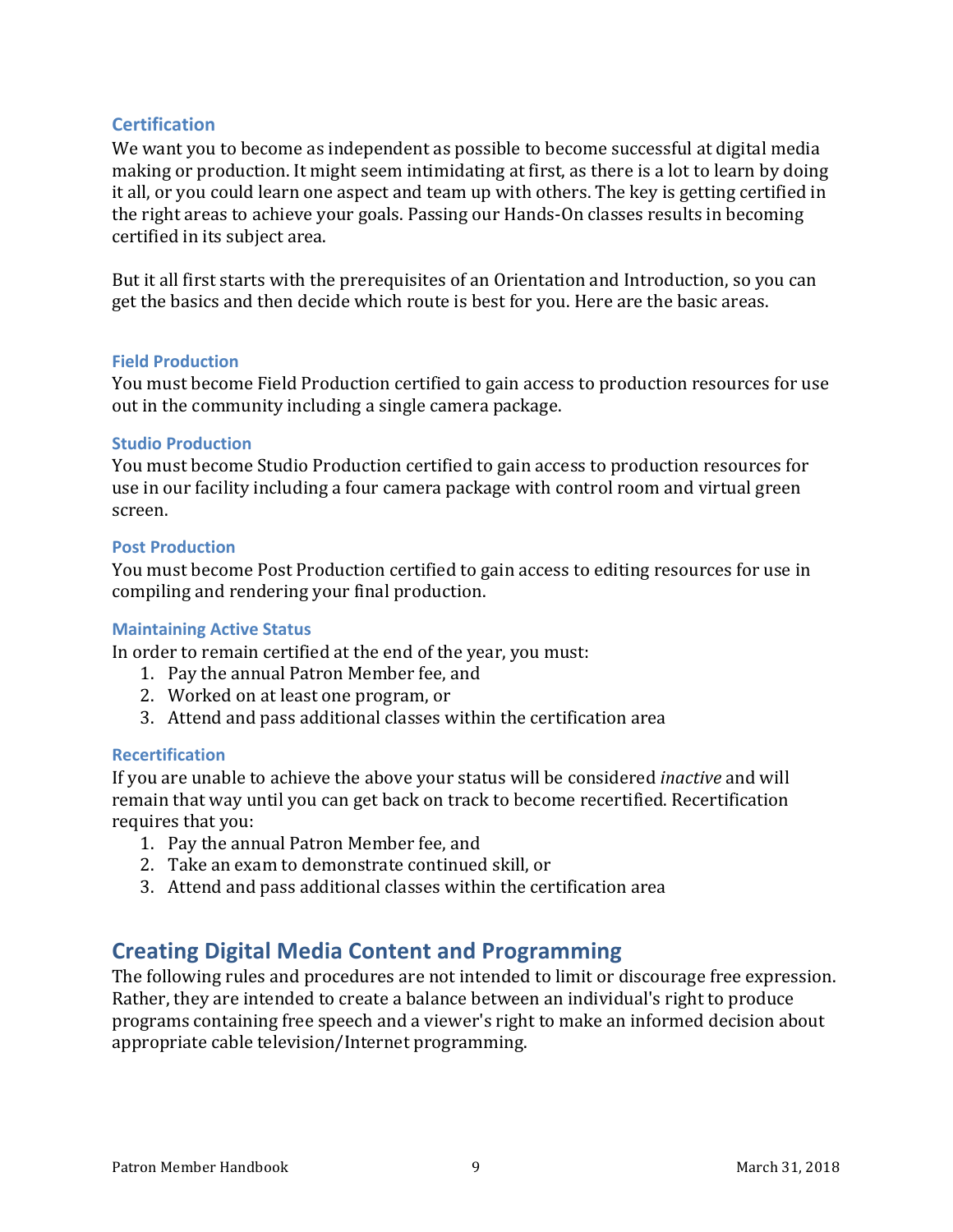### Certification

We want you to become as independent as possible to become successful at digital media making or production. It might seem intimidating at first, as there is a lot to learn by doing it all, or you could learn one aspect and team up with others. The key is getting certified in the right areas to achieve your goals. Passing our Hands-On classes results in becoming certified in its subject area.

But it all first starts with the prerequisites of an Orientation and Introduction, so you can get the basics and then decide which route is best for you. Here are the basic areas.

#### Field Production

You must become Field Production certified to gain access to production resources for use out in the community including a single camera package.

#### Studio Production

You must become Studio Production certified to gain access to production resources for use in our facility including a four camera package with control room and virtual green screen.

#### Post Production

You must become Post Production certified to gain access to editing resources for use in compiling and rendering your final production.

#### Maintaining Active Status

In order to remain certified at the end of the year, you must:

1. Pay the annual Patron Member fee, and
2. Worked on at least one program, or
3. Attend and pass additional classes within the certification area

#### Recertification

If you are unable to achieve the above your status will be considered *inactive* and will remain that way until you can get back on track to become recertified. Recertification requires that you:

1. Pay the annual Patron Member fee, and
2. Take an exam to demonstrate continued skill, or
3. Attend and pass additional classes within the certification area

## Creating Digital Media Content and Programming

The following rules and procedures are not intended to limit or discourage free expression. Rather, they are intended to create a balance between an individual's right to produce programs containing free speech and a viewer's right to make an informed decision about appropriate cable television/Internet programming.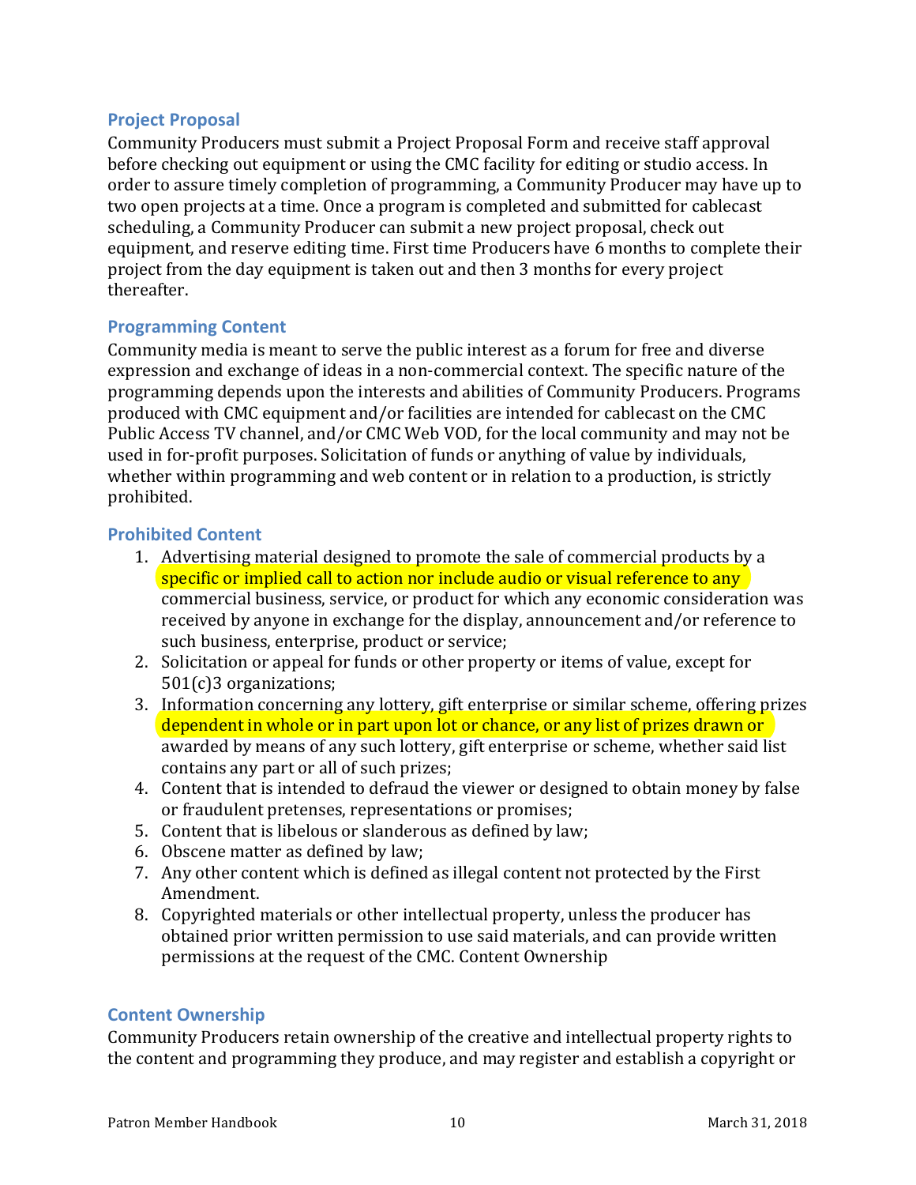### Project Proposal

Community Producers must submit a Project Proposal Form and receive staff approval before checking out equipment or using the CMC facility for editing or studio access. In order to assure timely completion of programming, a Community Producer may have up to two open projects at a time. Once a program is completed and submitted for cablecast scheduling, a Community Producer can submit a new project proposal, check out equipment, and reserve editing time. First time Producers have 6 months to complete their project from the day equipment is taken out and then 3 months for every project thereafter.

### Programming Content

Community media is meant to serve the public interest as a forum for free and diverse expression and exchange of ideas in a non-commercial context. The specific nature of the programming depends upon the interests and abilities of Community Producers. Programs produced with CMC equipment and/or facilities are intended for cablecast on the CMC Public Access TV channel, and/or CMC Web VOD, for the local community and may not be used in for-profit purposes. Solicitation of funds or anything of value by individuals, whether within programming and web content or in relation to a production, is strictly prohibited.

### Prohibited Content

1. Advertising material designed to promote the sale of commercial products by a specific or implied call to action nor include audio or visual reference to any commercial business, service, or product for which any economic consideration was received by anyone in exchange for the display, announcement and/or reference to such business, enterprise, product or service;
2. Solicitation or appeal for funds or other property or items of value, except for 501(c)3 organizations;
3. Information concerning any lottery, gift enterprise or similar scheme, offering prizes dependent in whole or in part upon lot or chance, or any list of prizes drawn or awarded by means of any such lottery, gift enterprise or scheme, whether said list contains any part or all of such prizes;
4. Content that is intended to defraud the viewer or designed to obtain money by false or fraudulent pretenses, representations or promises;
5. Content that is libelous or slanderous as defined by law;
6. Obscene matter as defined by law;
7. Any other content which is defined as illegal content not protected by the First Amendment.
8. Copyrighted materials or other intellectual property, unless the producer has obtained prior written permission to use said materials, and can provide written permissions at the request of the CMC. Content Ownership

### Content Ownership

Community Producers retain ownership of the creative and intellectual property rights to the content and programming they produce, and may register and establish a copyright or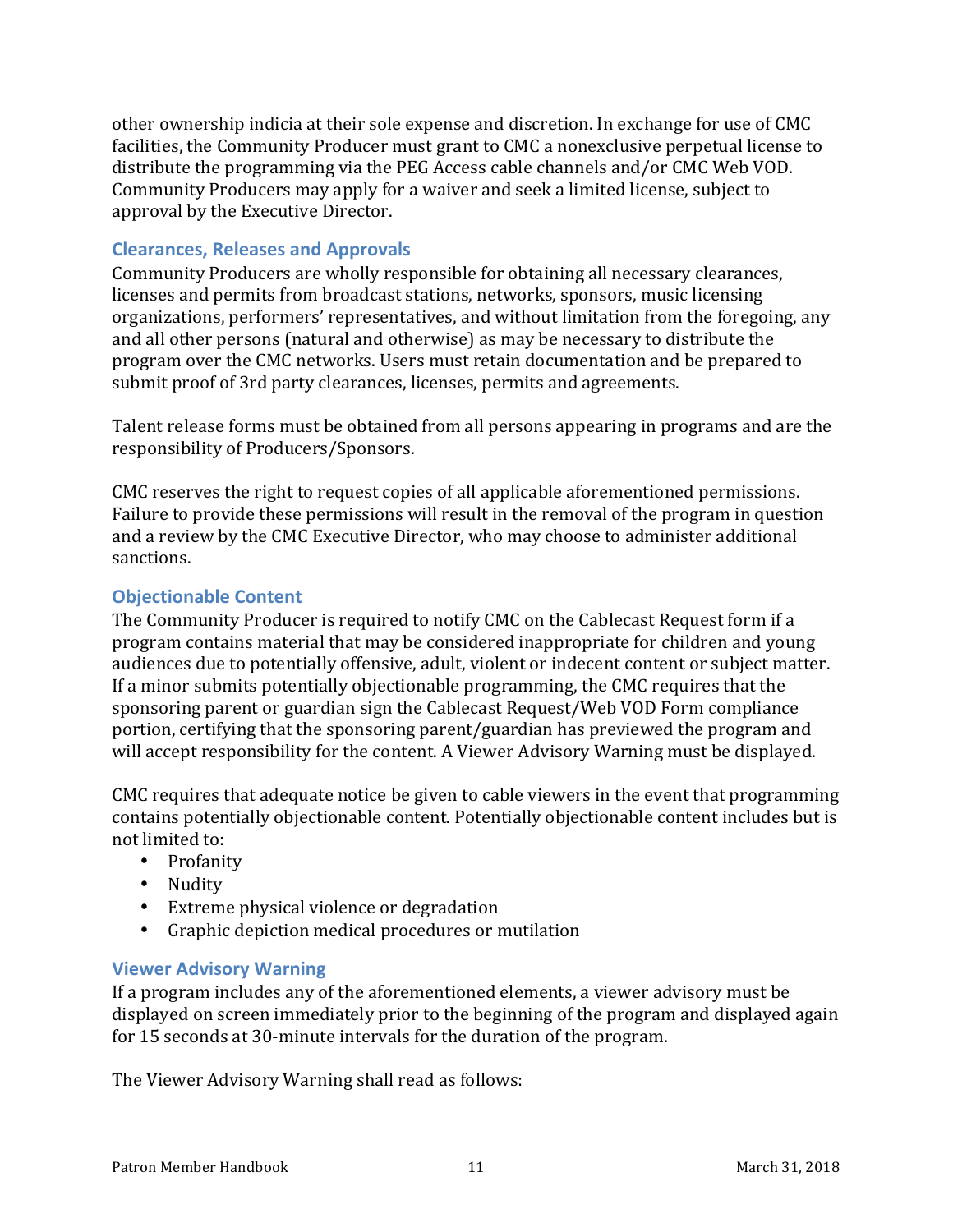other ownership indicia at their sole expense and discretion. In exchange for use of CMC facilities, the Community Producer must grant to CMC a nonexclusive perpetual license to distribute the programming via the PEG Access cable channels and/or CMC Web VOD. Community Producers may apply for a waiver and seek a limited license, subject to approval by the Executive Director.

### Clearances, Releases and Approvals

Community Producers are wholly responsible for obtaining all necessary clearances, licenses and permits from broadcast stations, networks, sponsors, music licensing organizations, performers' representatives, and without limitation from the foregoing, any and all other persons (natural and otherwise) as may be necessary to distribute the program over the CMC networks. Users must retain documentation and be prepared to submit proof of 3rd party clearances, licenses, permits and agreements.

Talent release forms must be obtained from all persons appearing in programs and are the responsibility of Producers/Sponsors.

CMC reserves the right to request copies of all applicable aforementioned permissions. Failure to provide these permissions will result in the removal of the program in question and a review by the CMC Executive Director, who may choose to administer additional sanctions.

### Objectionable Content

The Community Producer is required to notify CMC on the Cablecast Request form if a program contains material that may be considered inappropriate for children and young audiences due to potentially offensive, adult, violent or indecent content or subject matter. If a minor submits potentially objectionable programming, the CMC requires that the sponsoring parent or guardian sign the Cablecast Request/Web VOD Form compliance portion, certifying that the sponsoring parent/guardian has previewed the program and will accept responsibility for the content. A Viewer Advisory Warning must be displayed.

CMC requires that adequate notice be given to cable viewers in the event that programming contains potentially objectionable content. Potentially objectionable content includes but is not limited to:

- Profanity
- Nudity
- Extreme physical violence or degradation
- Graphic depiction medical procedures or mutilation

### Viewer Advisory Warning

If a program includes any of the aforementioned elements, a viewer advisory must be displayed on screen immediately prior to the beginning of the program and displayed again for 15 seconds at 30-minute intervals for the duration of the program.

The Viewer Advisory Warning shall read as follows: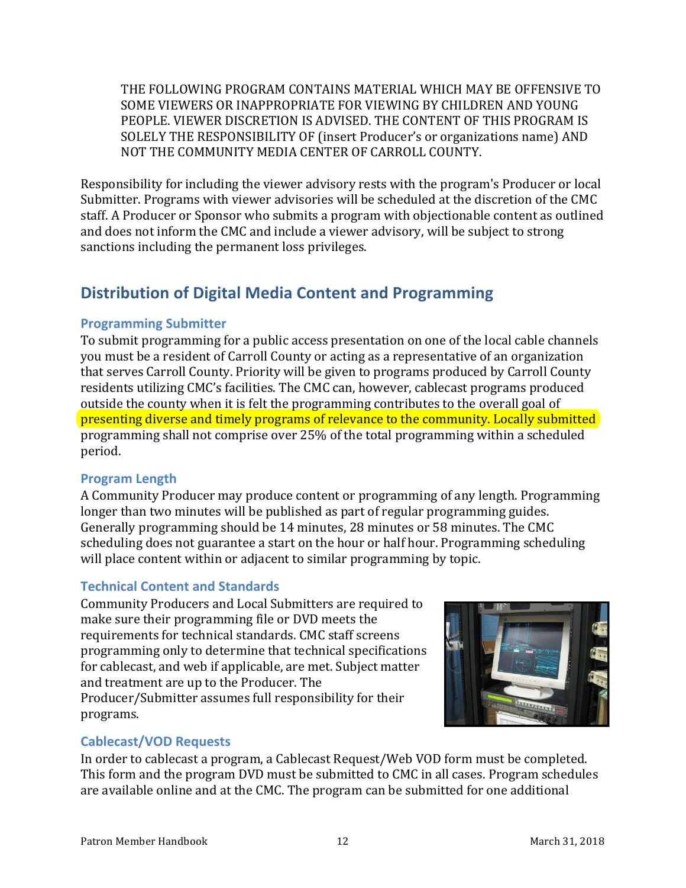THE FOLLOWING PROGRAM CONTAINS MATERIAL WHICH MAY BE OFFENSIVE TO SOME VIEWERS OR INAPPROPRIATE FOR VIEWING BY CHILDREN AND YOUNG PEOPLE. VIEWER DISCRETION IS ADVISED. THE CONTENT OF THIS PROGRAM IS SOLELY THE RESPONSIBILITY OF (insert Producer's or organizations name) AND NOT THE COMMUNITY MEDIA CENTER OF CARROLL COUNTY.

Responsibility for including the viewer advisory rests with the program's Producer or local Submitter. Programs with viewer advisories will be scheduled at the discretion of the CMC staff. A Producer or Sponsor who submits a program with objectionable content as outlined and does not inform the CMC and include a viewer advisory, will be subject to strong sanctions including the permanent loss privileges.

## Distribution of Digital Media Content and Programming

### Programming Submitter

To submit programming for a public access presentation on one of the local cable channels you must be a resident of Carroll County or acting as a representative of an organization that serves Carroll County. Priority will be given to programs produced by Carroll County residents utilizing CMC's facilities. The CMC can, however, cablecast programs produced outside the county when it is felt the programming contributes to the overall goal of presenting diverse and timely programs of relevance to the community. Locally submitted programming shall not comprise over 25% of the total programming within a scheduled period.

### Program Length

A Community Producer may produce content or programming of any length. Programming longer than two minutes will be published as part of regular programming guides. Generally programming should be 14 minutes, 28 minutes or 58 minutes. The CMC scheduling does not guarantee a start on the hour or half hour. Programming scheduling will place content within or adjacent to similar programming by topic.

### Technical Content and Standards

Community Producers and Local Submitters are required to make sure their programming file or DVD meets the requirements for technical standards. CMC staff screens programming only to determine that technical specifications for cablecast, and web if applicable, are met. Subject matter and treatment are up to the Producer. The Producer/Submitter assumes full responsibility for their programs.

### Cablecast/VOD Requests

In order to cablecast a program, a Cablecast Request/Web VOD form must be completed. This form and the program DVD must be submitted to CMC in all cases. Program schedules are available online and at the CMC. The program can be submitted for one additional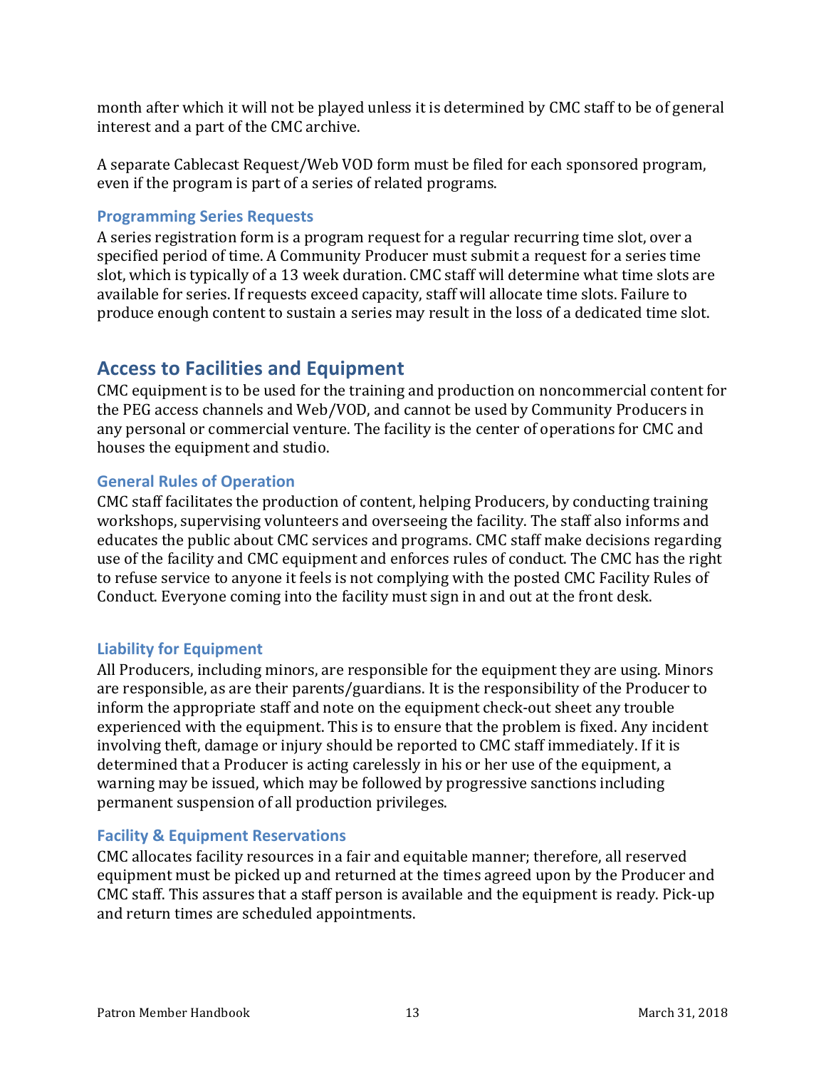month after which it will not be played unless it is determined by CMC staff to be of general interest and a part of the CMC archive.

A separate Cablecast Request/Web VOD form must be filed for each sponsored program, even if the program is part of a series of related programs.

### Programming Series Requests

A series registration form is a program request for a regular recurring time slot, over a specified period of time. A Community Producer must submit a request for a series time slot, which is typically of a 13 week duration. CMC staff will determine what time slots are available for series. If requests exceed capacity, staff will allocate time slots. Failure to produce enough content to sustain a series may result in the loss of a dedicated time slot.

## Access to Facilities and Equipment

CMC equipment is to be used for the training and production on noncommercial content for the PEG access channels and Web/VOD, and cannot be used by Community Producers in any personal or commercial venture. The facility is the center of operations for CMC and houses the equipment and studio.

### General Rules of Operation

CMC staff facilitates the production of content, helping Producers, by conducting training workshops, supervising volunteers and overseeing the facility. The staff also informs and educates the public about CMC services and programs. CMC staff make decisions regarding use of the facility and CMC equipment and enforces rules of conduct. The CMC has the right to refuse service to anyone it feels is not complying with the posted CMC Facility Rules of Conduct. Everyone coming into the facility must sign in and out at the front desk.

### Liability for Equipment

All Producers, including minors, are responsible for the equipment they are using. Minors are responsible, as are their parents/guardians. It is the responsibility of the Producer to inform the appropriate staff and note on the equipment check-out sheet any trouble experienced with the equipment. This is to ensure that the problem is fixed. Any incident involving theft, damage or injury should be reported to CMC staff immediately. If it is determined that a Producer is acting carelessly in his or her use of the equipment, a warning may be issued, which may be followed by progressive sanctions including permanent suspension of all production privileges.

### Facility & Equipment Reservations

CMC allocates facility resources in a fair and equitable manner; therefore, all reserved equipment must be picked up and returned at the times agreed upon by the Producer and CMC staff. This assures that a staff person is available and the equipment is ready. Pick-up and return times are scheduled appointments.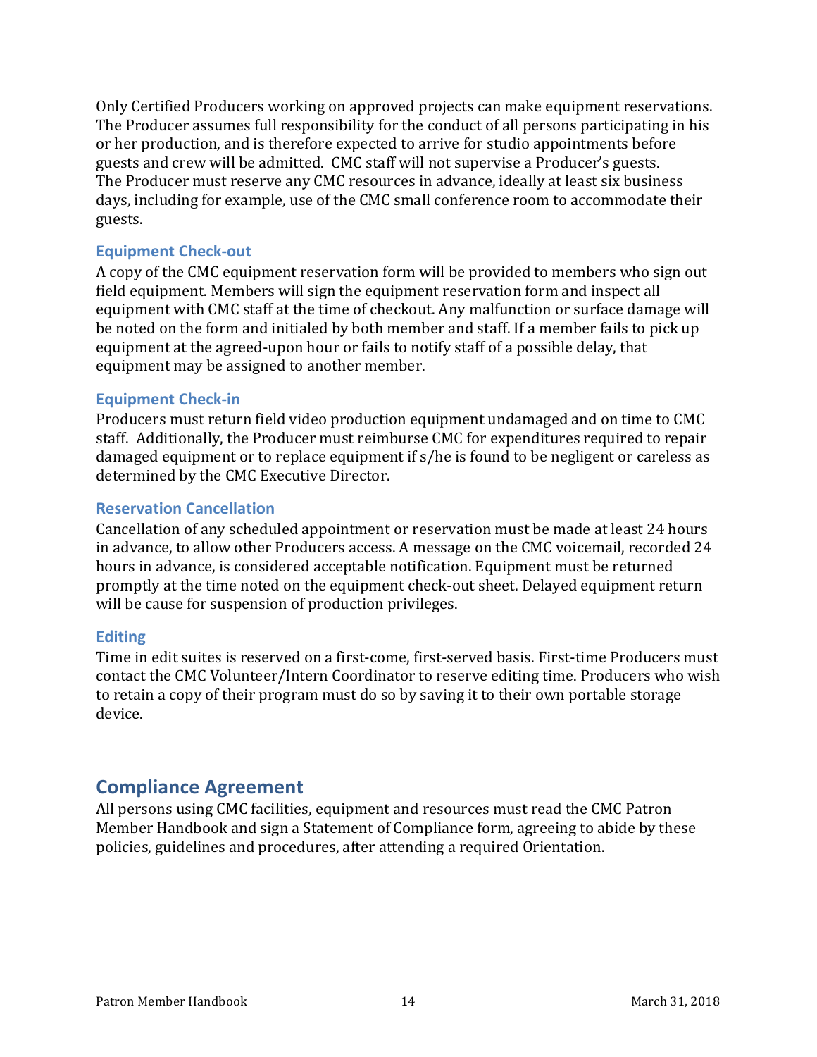Only Certified Producers working on approved projects can make equipment reservations. The Producer assumes full responsibility for the conduct of all persons participating in his or her production, and is therefore expected to arrive for studio appointments before guests and crew will be admitted. CMC staff will not supervise a Producer's guests. The Producer must reserve any CMC resources in advance, ideally at least six business days, including for example, use of the CMC small conference room to accommodate their guests.

### Equipment Check-out

A copy of the CMC equipment reservation form will be provided to members who sign out field equipment. Members will sign the equipment reservation form and inspect all equipment with CMC staff at the time of checkout. Any malfunction or surface damage will be noted on the form and initialed by both member and staff. If a member fails to pick up equipment at the agreed-upon hour or fails to notify staff of a possible delay, that equipment may be assigned to another member.

### Equipment Check-in

Producers must return field video production equipment undamaged and on time to CMC staff. Additionally, the Producer must reimburse CMC for expenditures required to repair damaged equipment or to replace equipment if s/he is found to be negligent or careless as determined by the CMC Executive Director.

### Reservation Cancellation

Cancellation of any scheduled appointment or reservation must be made at least 24 hours in advance, to allow other Producers access. A message on the CMC voicemail, recorded 24 hours in advance, is considered acceptable notification. Equipment must be returned promptly at the time noted on the equipment check-out sheet. Delayed equipment return will be cause for suspension of production privileges.

### Editing

Time in edit suites is reserved on a first-come, first-served basis. First-time Producers must contact the CMC Volunteer/Intern Coordinator to reserve editing time. Producers who wish to retain a copy of their program must do so by saving it to their own portable storage device.

## Compliance Agreement

All persons using CMC facilities, equipment and resources must read the CMC Patron Member Handbook and sign a Statement of Compliance form, agreeing to abide by these policies, guidelines and procedures, after attending a required Orientation.